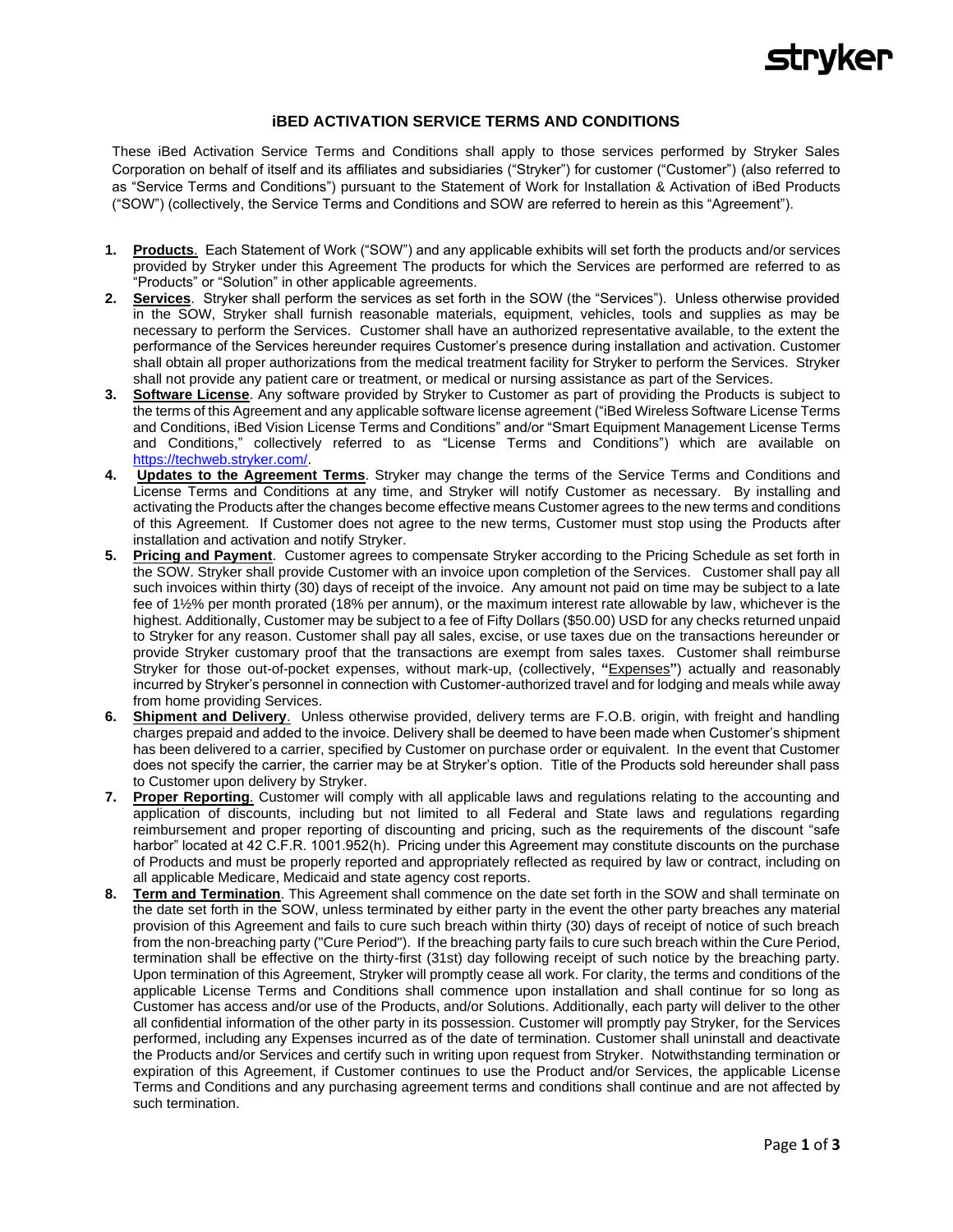# iBED ACTIVATION SERVICE TERMS AND CONDITIONS

These iBed Activation Service Terms and Conditions shall apply to those services performed by Stryker Sales Corporation on behalf of itself and its affiliates and subsidiaries ("Stryker") for customer ("Customer") (also referred to as "Service Terms and Conditions") pursuant to the Statement of Work for Installation & Activation of iBed Products ("SOW") (collectively, the Service Terms and Conditions and SOW are referred to herein as this "Agreement").

1. **Products**. Each Statement of Work ("SOW") and any applicable exhibits will set forth the products and/or services provided by Stryker under this Agreement The products for which the Services are performed are referred to as "Products" or "Solution" in other applicable agreements.
2. **Services**. Stryker shall perform the services as set forth in the SOW (the "Services"). Unless otherwise provided in the SOW, Stryker shall furnish reasonable materials, equipment, vehicles, tools and supplies as may be necessary to perform the Services. Customer shall have an authorized representative available, to the extent the performance of the Services hereunder requires Customer's presence during installation and activation. Customer shall obtain all proper authorizations from the medical treatment facility for Stryker to perform the Services. Stryker shall not provide any patient care or treatment, or medical or nursing assistance as part of the Services.
3. **Software License**. Any software provided by Stryker to Customer as part of providing the Products is subject to the terms of this Agreement and any applicable software license agreement ("iBed Wireless Software License Terms and Conditions, iBed Vision License Terms and Conditions" and/or "Smart Equipment Management License Terms and Conditions," collectively referred to as "License Terms and Conditions") which are available on https://techweb.stryker.com/.
4. **Updates to the Agreement Terms**. Stryker may change the terms of the Service Terms and Conditions and License Terms and Conditions at any time, and Stryker will notify Customer as necessary. By installing and activating the Products after the changes become effective means Customer agrees to the new terms and conditions of this Agreement. If Customer does not agree to the new terms, Customer must stop using the Products after installation and activation and notify Stryker.
5. **Pricing and Payment**. Customer agrees to compensate Stryker according to the Pricing Schedule as set forth in the SOW. Stryker shall provide Customer with an invoice upon completion of the Services. Customer shall pay all such invoices within thirty (30) days of receipt of the invoice. Any amount not paid on time may be subject to a late fee of 1½% per month prorated (18% per annum), or the maximum interest rate allowable by law, whichever is the highest. Additionally, Customer may be subject to a fee of Fifty Dollars ($50.00) USD for any checks returned unpaid to Stryker for any reason. Customer shall pay all sales, excise, or use taxes due on the transactions hereunder or provide Stryker customary proof that the transactions are exempt from sales taxes. Customer shall reimburse Stryker for those out-of-pocket expenses, without mark-up, (collectively, "Expenses") actually and reasonably incurred by Stryker's personnel in connection with Customer-authorized travel and for lodging and meals while away from home providing Services.
6. **Shipment and Delivery**. Unless otherwise provided, delivery terms are F.O.B. origin, with freight and handling charges prepaid and added to the invoice. Delivery shall be deemed to have been made when Customer's shipment has been delivered to a carrier, specified by Customer on purchase order or equivalent. In the event that Customer does not specify the carrier, the carrier may be at Stryker's option. Title of the Products sold hereunder shall pass to Customer upon delivery by Stryker.
7. **Proper Reporting**. Customer will comply with all applicable laws and regulations relating to the accounting and application of discounts, including but not limited to all Federal and State laws and regulations regarding reimbursement and proper reporting of discounting and pricing, such as the requirements of the discount "safe harbor" located at 42 C.F.R. 1001.952(h). Pricing under this Agreement may constitute discounts on the purchase of Products and must be properly reported and appropriately reflected as required by law or contract, including on all applicable Medicare, Medicaid and state agency cost reports.
8. **Term and Termination**. This Agreement shall commence on the date set forth in the SOW and shall terminate on the date set forth in the SOW, unless terminated by either party in the event the other party breaches any material provision of this Agreement and fails to cure such breach within thirty (30) days of receipt of notice of such breach from the non-breaching party ("Cure Period"). If the breaching party fails to cure such breach within the Cure Period, termination shall be effective on the thirty-first (31st) day following receipt of such notice by the breaching party. Upon termination of this Agreement, Stryker will promptly cease all work. For clarity, the terms and conditions of the applicable License Terms and Conditions shall commence upon installation and shall continue for so long as Customer has access and/or use of the Products, and/or Solutions. Additionally, each party will deliver to the other all confidential information of the other party in its possession. Customer will promptly pay Stryker, for the Services performed, including any Expenses incurred as of the date of termination. Customer shall uninstall and deactivate the Products and/or Services and certify such in writing upon request from Stryker. Notwithstanding termination or expiration of this Agreement, if Customer continues to use the Product and/or Services, the applicable License Terms and Conditions and any purchasing agreement terms and conditions shall continue and are not affected by such termination.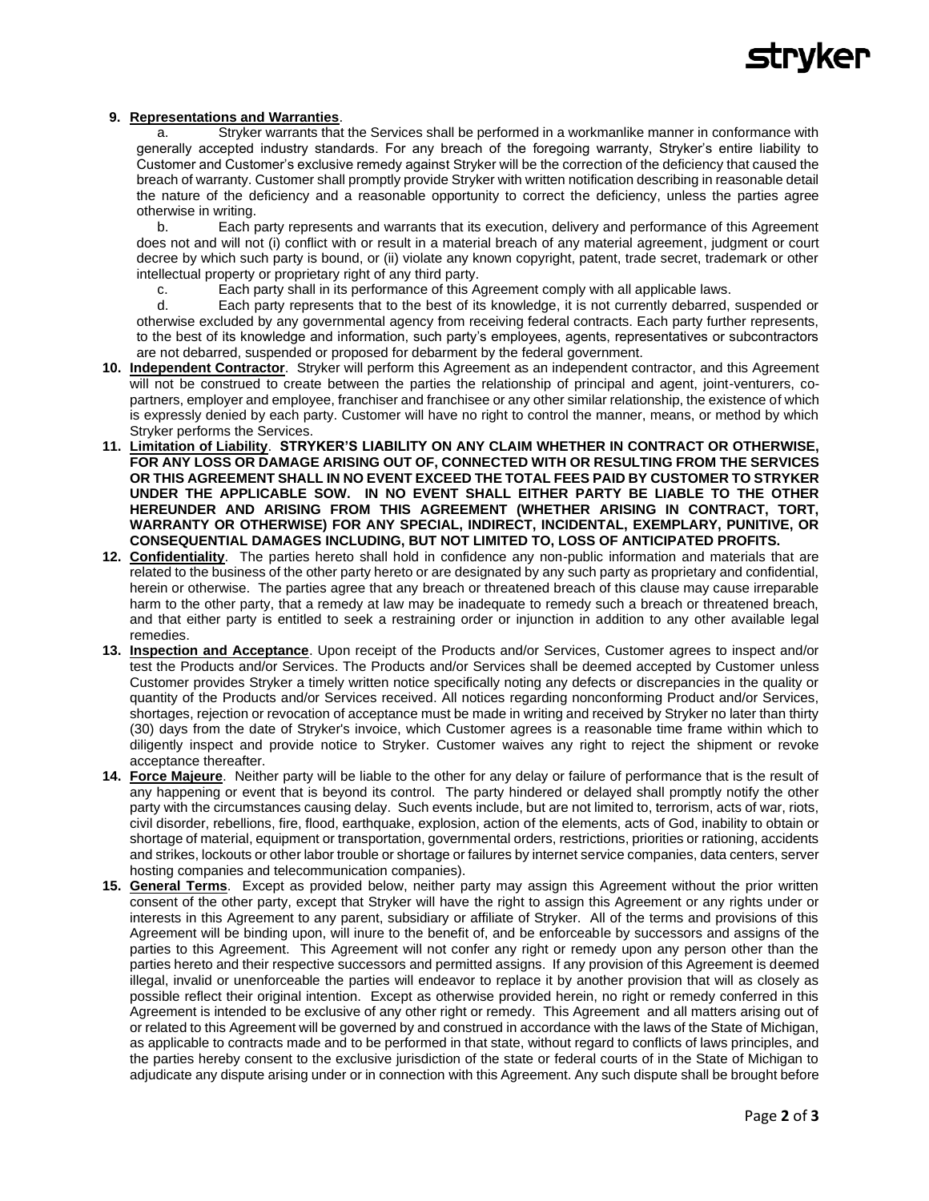**9. Representations and Warranties**.

a. Stryker warrants that the Services shall be performed in a workmanlike manner in conformance with generally accepted industry standards. For any breach of the foregoing warranty, Stryker's entire liability to Customer and Customer's exclusive remedy against Stryker will be the correction of the deficiency that caused the breach of warranty. Customer shall promptly provide Stryker with written notification describing in reasonable detail the nature of the deficiency and a reasonable opportunity to correct the deficiency, unless the parties agree otherwise in writing.

b. Each party represents and warrants that its execution, delivery and performance of this Agreement does not and will not (i) conflict with or result in a material breach of any material agreement, judgment or court decree by which such party is bound, or (ii) violate any known copyright, patent, trade secret, trademark or other intellectual property or proprietary right of any third party.

c. Each party shall in its performance of this Agreement comply with all applicable laws.

d. Each party represents that to the best of its knowledge, it is not currently debarred, suspended or otherwise excluded by any governmental agency from receiving federal contracts. Each party further represents, to the best of its knowledge and information, such party's employees, agents, representatives or subcontractors are not debarred, suspended or proposed for debarment by the federal government.

**10. Independent Contractor**. Stryker will perform this Agreement as an independent contractor, and this Agreement will not be construed to create between the parties the relationship of principal and agent, joint-venturers, co-partners, employer and employee, franchiser and franchisee or any other similar relationship, the existence of which is expressly denied by each party. Customer will have no right to control the manner, means, or method by which Stryker performs the Services.

**11. Limitation of Liability**. **STRYKER'S LIABILITY ON ANY CLAIM WHETHER IN CONTRACT OR OTHERWISE, FOR ANY LOSS OR DAMAGE ARISING OUT OF, CONNECTED WITH OR RESULTING FROM THE SERVICES OR THIS AGREEMENT SHALL IN NO EVENT EXCEED THE TOTAL FEES PAID BY CUSTOMER TO STRYKER UNDER THE APPLICABLE SOW. IN NO EVENT SHALL EITHER PARTY BE LIABLE TO THE OTHER HEREUNDER AND ARISING FROM THIS AGREEMENT (WHETHER ARISING IN CONTRACT, TORT, WARRANTY OR OTHERWISE) FOR ANY SPECIAL, INDIRECT, INCIDENTAL, EXEMPLARY, PUNITIVE, OR CONSEQUENTIAL DAMAGES INCLUDING, BUT NOT LIMITED TO, LOSS OF ANTICIPATED PROFITS.**

**12. Confidentiality**. The parties hereto shall hold in confidence any non-public information and materials that are related to the business of the other party hereto or are designated by any such party as proprietary and confidential, herein or otherwise. The parties agree that any breach or threatened breach of this clause may cause irreparable harm to the other party, that a remedy at law may be inadequate to remedy such a breach or threatened breach, and that either party is entitled to seek a restraining order or injunction in addition to any other available legal remedies.

**13. Inspection and Acceptance**. Upon receipt of the Products and/or Services, Customer agrees to inspect and/or test the Products and/or Services. The Products and/or Services shall be deemed accepted by Customer unless Customer provides Stryker a timely written notice specifically noting any defects or discrepancies in the quality or quantity of the Products and/or Services received. All notices regarding nonconforming Product and/or Services, shortages, rejection or revocation of acceptance must be made in writing and received by Stryker no later than thirty (30) days from the date of Stryker's invoice, which Customer agrees is a reasonable time frame within which to diligently inspect and provide notice to Stryker. Customer waives any right to reject the shipment or revoke acceptance thereafter.

**14. Force Majeure**. Neither party will be liable to the other for any delay or failure of performance that is the result of any happening or event that is beyond its control. The party hindered or delayed shall promptly notify the other party with the circumstances causing delay. Such events include, but are not limited to, terrorism, acts of war, riots, civil disorder, rebellions, fire, flood, earthquake, explosion, action of the elements, acts of God, inability to obtain or shortage of material, equipment or transportation, governmental orders, restrictions, priorities or rationing, accidents and strikes, lockouts or other labor trouble or shortage or failures by internet service companies, data centers, server hosting companies and telecommunication companies).

**15. General Terms**. Except as provided below, neither party may assign this Agreement without the prior written consent of the other party, except that Stryker will have the right to assign this Agreement or any rights under or interests in this Agreement to any parent, subsidiary or affiliate of Stryker. All of the terms and provisions of this Agreement will be binding upon, will inure to the benefit of, and be enforceable by successors and assigns of the parties to this Agreement. This Agreement will not confer any right or remedy upon any person other than the parties hereto and their respective successors and permitted assigns. If any provision of this Agreement is deemed illegal, invalid or unenforceable the parties will endeavor to replace it by another provision that will as closely as possible reflect their original intention. Except as otherwise provided herein, no right or remedy conferred in this Agreement is intended to be exclusive of any other right or remedy. This Agreement and all matters arising out of or related to this Agreement will be governed by and construed in accordance with the laws of the State of Michigan, as applicable to contracts made and to be performed in that state, without regard to conflicts of laws principles, and the parties hereby consent to the exclusive jurisdiction of the state or federal courts of in the State of Michigan to adjudicate any dispute arising under or in connection with this Agreement. Any such dispute shall be brought before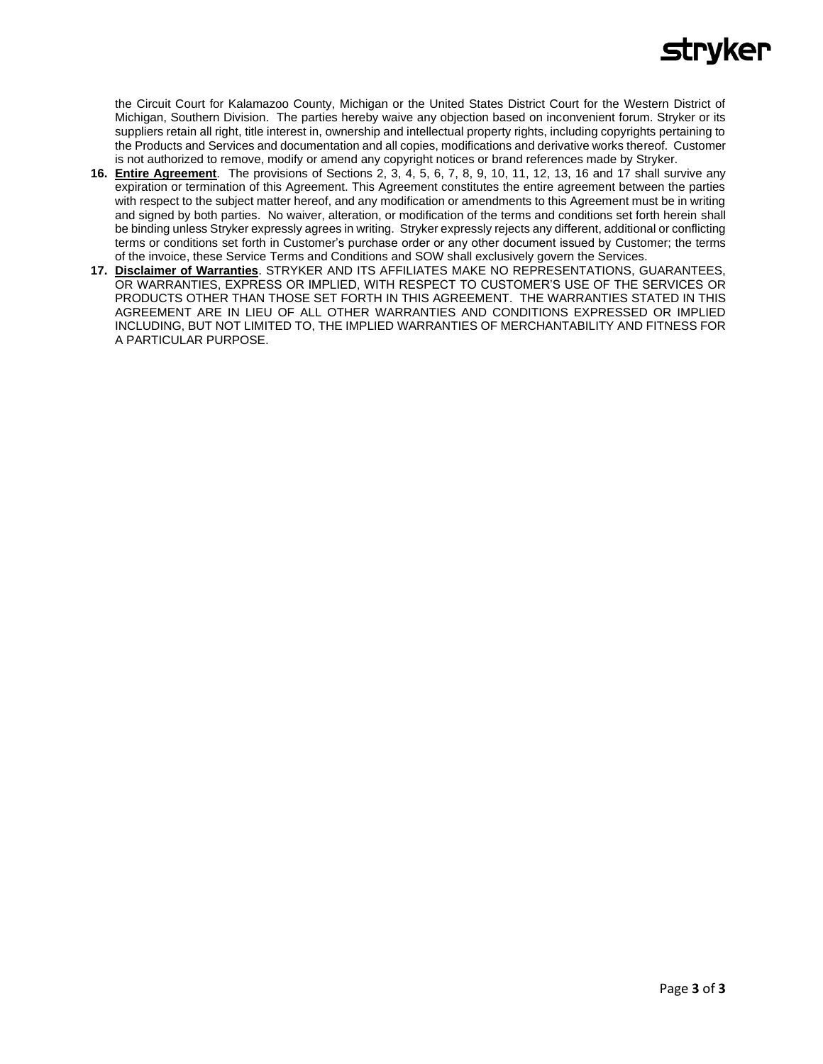the Circuit Court for Kalamazoo County, Michigan or the United States District Court for the Western District of Michigan, Southern Division. The parties hereby waive any objection based on inconvenient forum. Stryker or its suppliers retain all right, title interest in, ownership and intellectual property rights, including copyrights pertaining to the Products and Services and documentation and all copies, modifications and derivative works thereof. Customer is not authorized to remove, modify or amend any copyright notices or brand references made by Stryker.

16. **Entire Agreement**. The provisions of Sections 2, 3, 4, 5, 6, 7, 8, 9, 10, 11, 12, 13, 16 and 17 shall survive any expiration or termination of this Agreement. This Agreement constitutes the entire agreement between the parties with respect to the subject matter hereof, and any modification or amendments to this Agreement must be in writing and signed by both parties. No waiver, alteration, or modification of the terms and conditions set forth herein shall be binding unless Stryker expressly agrees in writing. Stryker expressly rejects any different, additional or conflicting terms or conditions set forth in Customer's purchase order or any other document issued by Customer; the terms of the invoice, these Service Terms and Conditions and SOW shall exclusively govern the Services.

17. **Disclaimer of Warranties**. STRYKER AND ITS AFFILIATES MAKE NO REPRESENTATIONS, GUARANTEES, OR WARRANTIES, EXPRESS OR IMPLIED, WITH RESPECT TO CUSTOMER'S USE OF THE SERVICES OR PRODUCTS OTHER THAN THOSE SET FORTH IN THIS AGREEMENT. THE WARRANTIES STATED IN THIS AGREEMENT ARE IN LIEU OF ALL OTHER WARRANTIES AND CONDITIONS EXPRESSED OR IMPLIED INCLUDING, BUT NOT LIMITED TO, THE IMPLIED WARRANTIES OF MERCHANTABILITY AND FITNESS FOR A PARTICULAR PURPOSE.